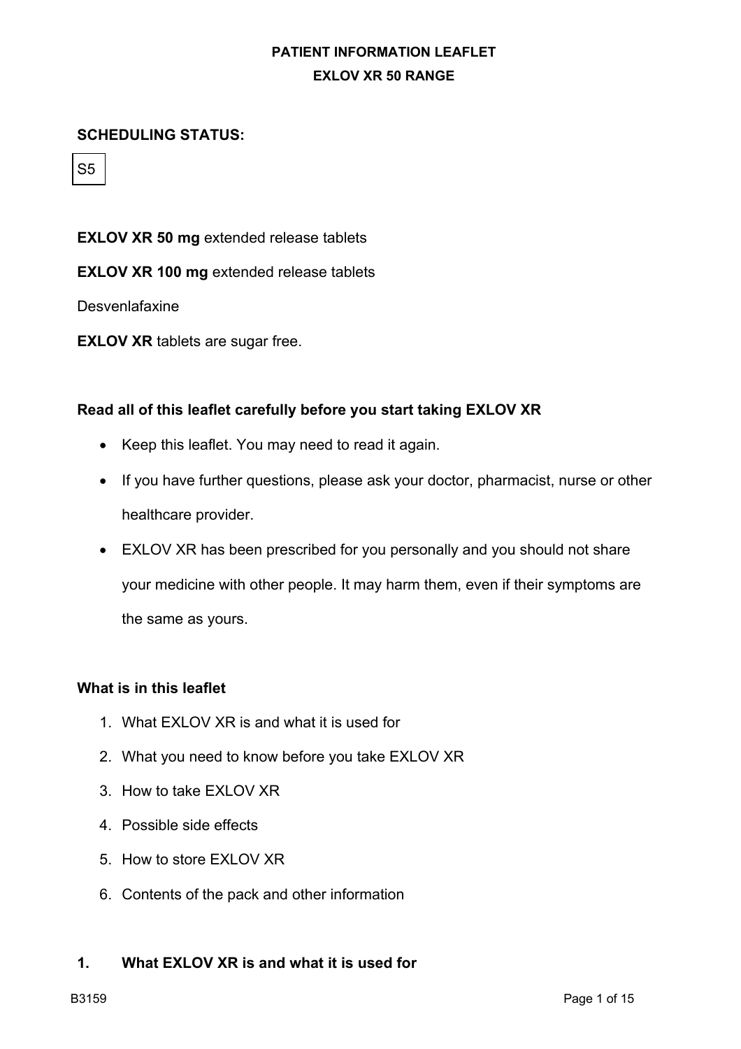**PATIENT INFORMATION LEAFLET**

**EXLOV XR 50 RANGE**

**SCHEDULING STATUS:**

S5

**EXLOV XR 50 mg** extended release tablets

**EXLOV XR 100 mg** extended release tablets

Desvenlafaxine

**EXLOV XR** tablets are sugar free.

**Read all of this leaflet carefully before you start taking EXLOV XR**

- Keep this leaflet. You may need to read it again.
- If you have further questions, please ask your doctor, pharmacist, nurse or other healthcare provider.
- EXLOV XR has been prescribed for you personally and you should not share your medicine with other people. It may harm them, even if their symptoms are the same as yours.

**What is in this leaflet**

1. What EXLOV XR is and what it is used for
2. What you need to know before you take EXLOV XR
3. How to take EXLOV XR
4. Possible side effects
5. How to store EXLOV XR
6. Contents of the pack and other information

## 1. What EXLOV XR is and what it is used for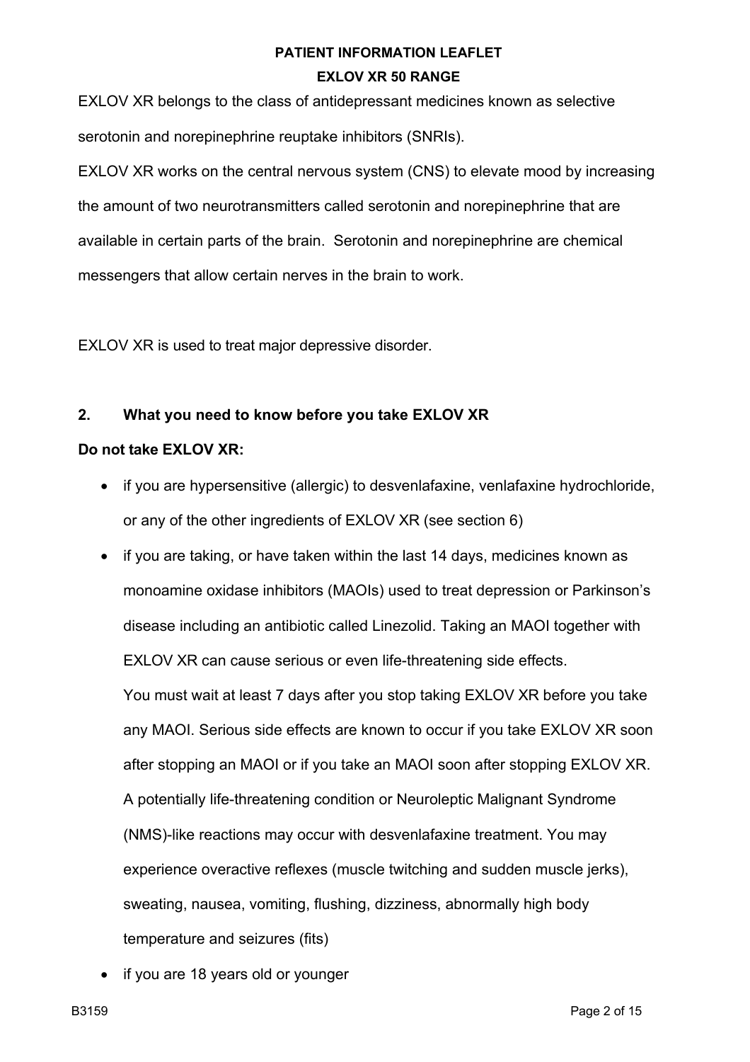EXLOV XR belongs to the class of antidepressant medicines known as selective serotonin and norepinephrine reuptake inhibitors (SNRIs).

EXLOV XR works on the central nervous system (CNS) to elevate mood by increasing the amount of two neurotransmitters called serotonin and norepinephrine that are available in certain parts of the brain. Serotonin and norepinephrine are chemical messengers that allow certain nerves in the brain to work.

EXLOV XR is used to treat major depressive disorder.

## 2. What you need to know before you take EXLOV XR

**Do not take EXLOV XR:**

- if you are hypersensitive (allergic) to desvenlafaxine, venlafaxine hydrochloride, or any of the other ingredients of EXLOV XR (see section 6)
- if you are taking, or have taken within the last 14 days, medicines known as monoamine oxidase inhibitors (MAOIs) used to treat depression or Parkinson's disease including an antibiotic called Linezolid. Taking an MAOI together with EXLOV XR can cause serious or even life-threatening side effects. You must wait at least 7 days after you stop taking EXLOV XR before you take any MAOI. Serious side effects are known to occur if you take EXLOV XR soon after stopping an MAOI or if you take an MAOI soon after stopping EXLOV XR. A potentially life-threatening condition or Neuroleptic Malignant Syndrome (NMS)-like reactions may occur with desvenlafaxine treatment. You may experience overactive reflexes (muscle twitching and sudden muscle jerks), sweating, nausea, vomiting, flushing, dizziness, abnormally high body temperature and seizures (fits)
- if you are 18 years old or younger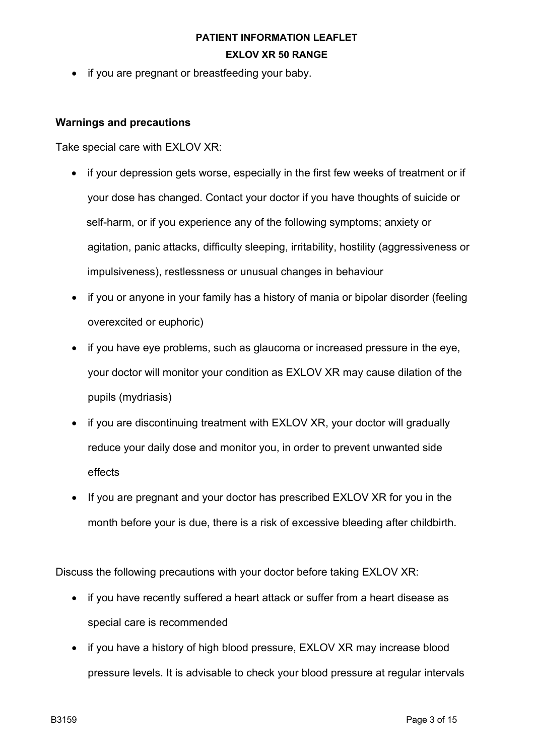- if you are pregnant or breastfeeding your baby.

### Warnings and precautions

Take special care with EXLOV XR:

- if your depression gets worse, especially in the first few weeks of treatment or if your dose has changed. Contact your doctor if you have thoughts of suicide or self-harm, or if you experience any of the following symptoms; anxiety or agitation, panic attacks, difficulty sleeping, irritability, hostility (aggressiveness or impulsiveness), restlessness or unusual changes in behaviour
- if you or anyone in your family has a history of mania or bipolar disorder (feeling overexcited or euphoric)
- if you have eye problems, such as glaucoma or increased pressure in the eye, your doctor will monitor your condition as EXLOV XR may cause dilation of the pupils (mydriasis)
- if you are discontinuing treatment with EXLOV XR, your doctor will gradually reduce your daily dose and monitor you, in order to prevent unwanted side effects
- If you are pregnant and your doctor has prescribed EXLOV XR for you in the month before your is due, there is a risk of excessive bleeding after childbirth.

Discuss the following precautions with your doctor before taking EXLOV XR:

- if you have recently suffered a heart attack or suffer from a heart disease as special care is recommended
- if you have a history of high blood pressure, EXLOV XR may increase blood pressure levels. It is advisable to check your blood pressure at regular intervals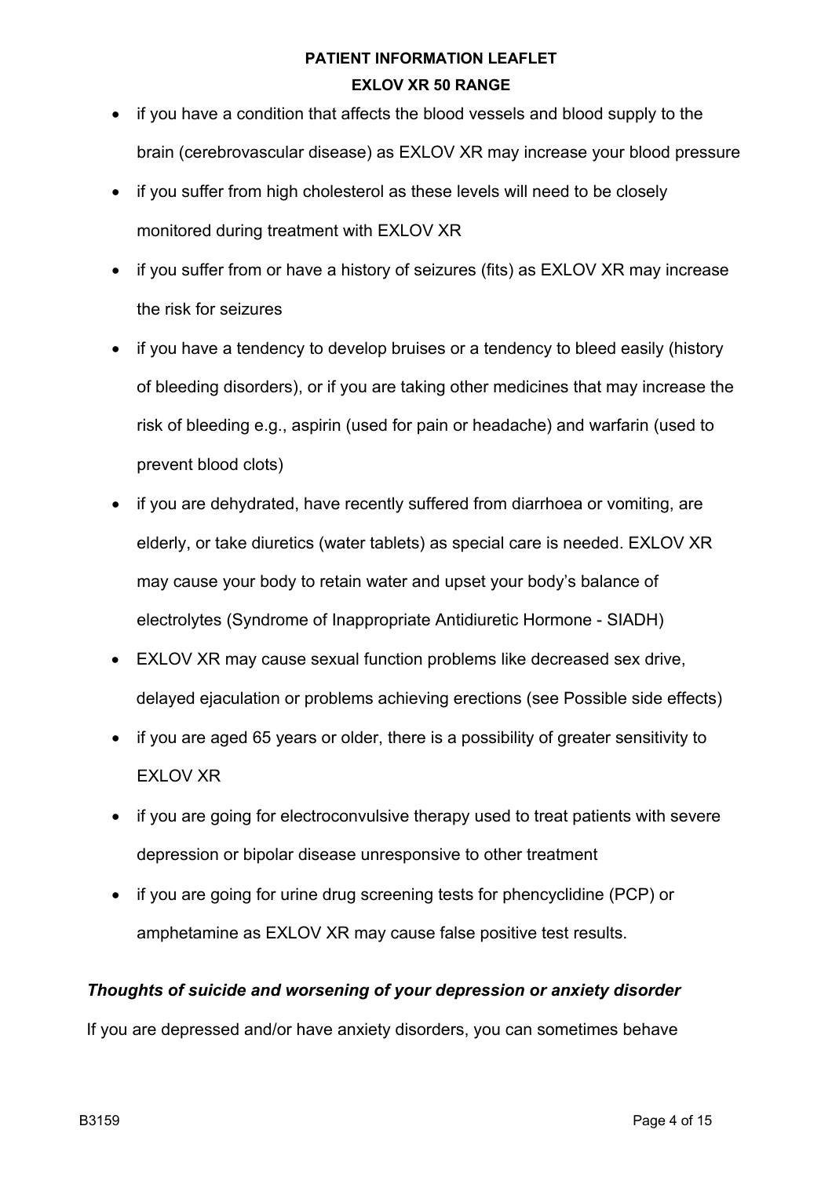- if you have a condition that affects the blood vessels and blood supply to the brain (cerebrovascular disease) as EXLOV XR may increase your blood pressure
- if you suffer from high cholesterol as these levels will need to be closely monitored during treatment with EXLOV XR
- if you suffer from or have a history of seizures (fits) as EXLOV XR may increase the risk for seizures
- if you have a tendency to develop bruises or a tendency to bleed easily (history of bleeding disorders), or if you are taking other medicines that may increase the risk of bleeding e.g., aspirin (used for pain or headache) and warfarin (used to prevent blood clots)
- if you are dehydrated, have recently suffered from diarrhoea or vomiting, are elderly, or take diuretics (water tablets) as special care is needed. EXLOV XR may cause your body to retain water and upset your body's balance of electrolytes (Syndrome of Inappropriate Antidiuretic Hormone - SIADH)
- EXLOV XR may cause sexual function problems like decreased sex drive, delayed ejaculation or problems achieving erections (see Possible side effects)
- if you are aged 65 years or older, there is a possibility of greater sensitivity to EXLOV XR
- if you are going for electroconvulsive therapy used to treat patients with severe depression or bipolar disease unresponsive to other treatment
- if you are going for urine drug screening tests for phencyclidine (PCP) or amphetamine as EXLOV XR may cause false positive test results.

***Thoughts of suicide and worsening of your depression or anxiety disorder***

If you are depressed and/or have anxiety disorders, you can sometimes behave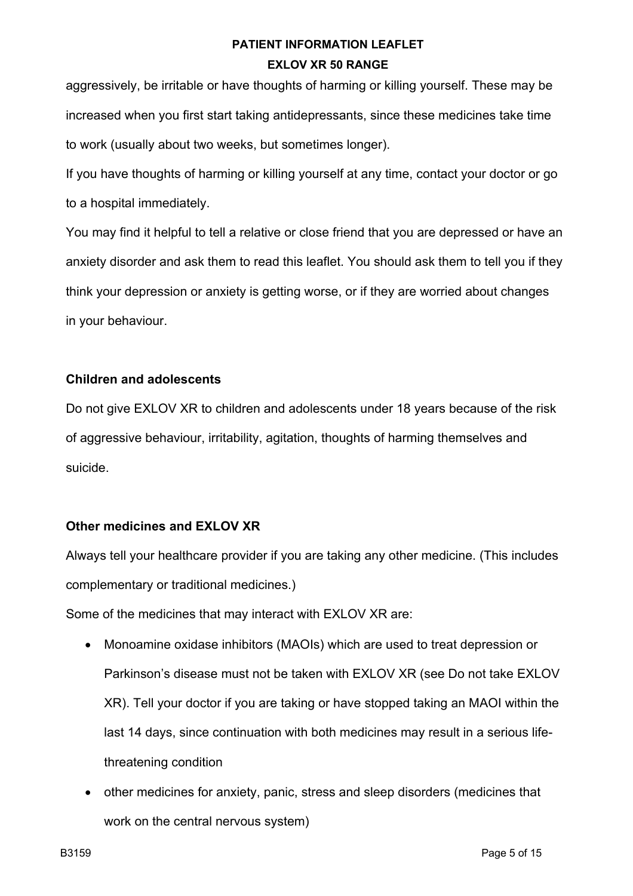aggressively, be irritable or have thoughts of harming or killing yourself. These may be increased when you first start taking antidepressants, since these medicines take time to work (usually about two weeks, but sometimes longer).

If you have thoughts of harming or killing yourself at any time, contact your doctor or go to a hospital immediately.

You may find it helpful to tell a relative or close friend that you are depressed or have an anxiety disorder and ask them to read this leaflet. You should ask them to tell you if they think your depression or anxiety is getting worse, or if they are worried about changes in your behaviour.

**Children and adolescents**

Do not give EXLOV XR to children and adolescents under 18 years because of the risk of aggressive behaviour, irritability, agitation, thoughts of harming themselves and suicide.

**Other medicines and EXLOV XR**

Always tell your healthcare provider if you are taking any other medicine. (This includes complementary or traditional medicines.)

Some of the medicines that may interact with EXLOV XR are:

- Monoamine oxidase inhibitors (MAOIs) which are used to treat depression or Parkinson's disease must not be taken with EXLOV XR (see Do not take EXLOV XR). Tell your doctor if you are taking or have stopped taking an MAOI within the last 14 days, since continuation with both medicines may result in a serious life-threatening condition
- other medicines for anxiety, panic, stress and sleep disorders (medicines that work on the central nervous system)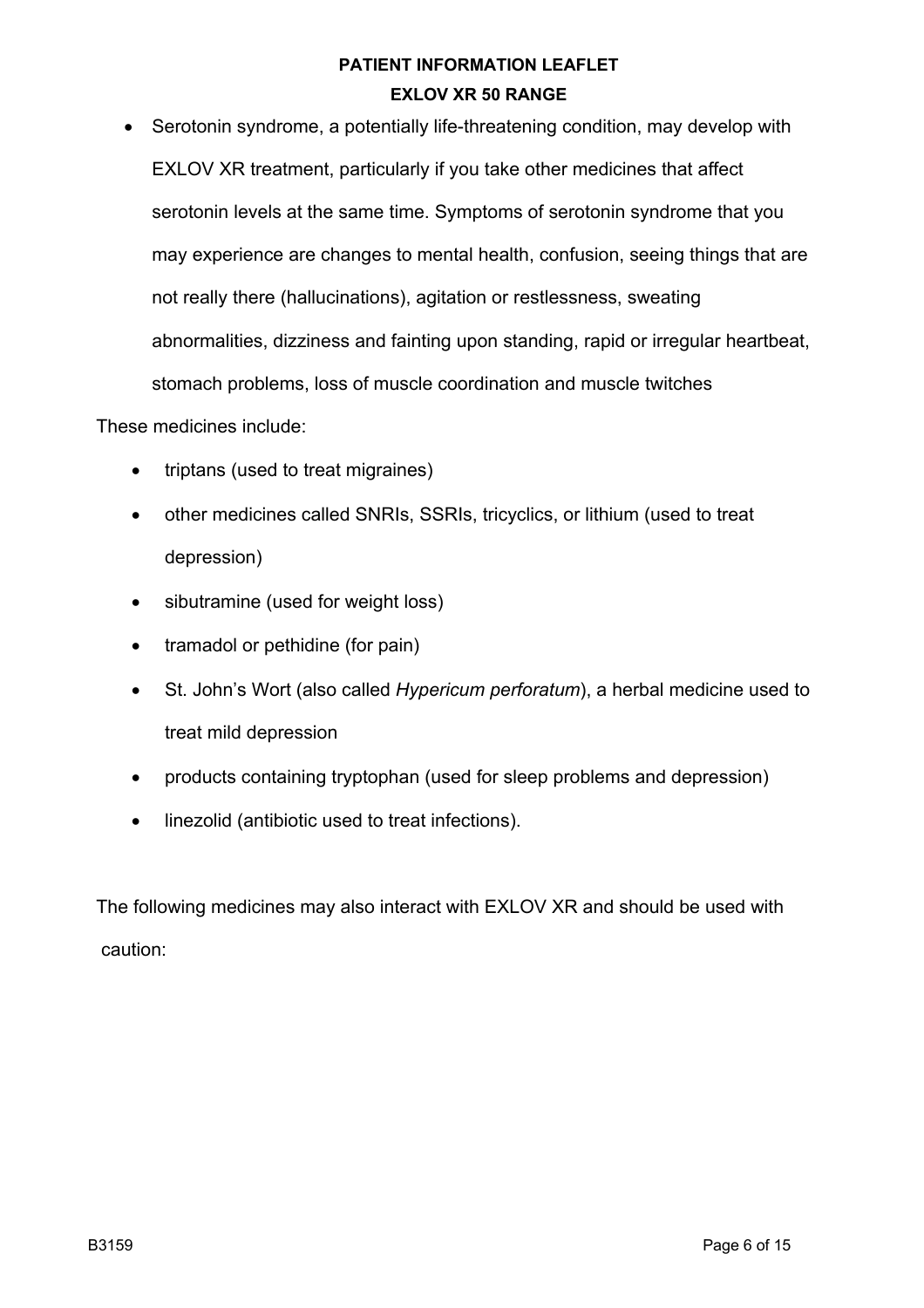- Serotonin syndrome, a potentially life-threatening condition, may develop with EXLOV XR treatment, particularly if you take other medicines that affect serotonin levels at the same time. Symptoms of serotonin syndrome that you may experience are changes to mental health, confusion, seeing things that are not really there (hallucinations), agitation or restlessness, sweating abnormalities, dizziness and fainting upon standing, rapid or irregular heartbeat, stomach problems, loss of muscle coordination and muscle twitches

These medicines include:

- triptans (used to treat migraines)
- other medicines called SNRIs, SSRIs, tricyclics, or lithium (used to treat depression)
- sibutramine (used for weight loss)
- tramadol or pethidine (for pain)
- St. John's Wort (also called *Hypericum perforatum*), a herbal medicine used to treat mild depression
- products containing tryptophan (used for sleep problems and depression)
- linezolid (antibiotic used to treat infections).

The following medicines may also interact with EXLOV XR and should be used with caution: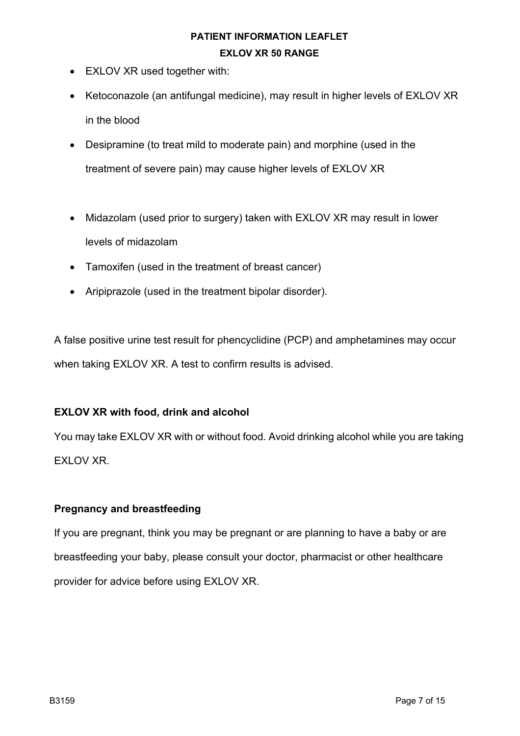- EXLOV XR used together with:
- Ketoconazole (an antifungal medicine), may result in higher levels of EXLOV XR in the blood
- Desipramine (to treat mild to moderate pain) and morphine (used in the treatment of severe pain) may cause higher levels of EXLOV XR
- Midazolam (used prior to surgery) taken with EXLOV XR may result in lower levels of midazolam
- Tamoxifen (used in the treatment of breast cancer)
- Aripiprazole (used in the treatment bipolar disorder).

A false positive urine test result for phencyclidine (PCP) and amphetamines may occur when taking EXLOV XR. A test to confirm results is advised.

**EXLOV XR with food, drink and alcohol**

You may take EXLOV XR with or without food. Avoid drinking alcohol while you are taking EXLOV XR.

**Pregnancy and breastfeeding**

If you are pregnant, think you may be pregnant or are planning to have a baby or are breastfeeding your baby, please consult your doctor, pharmacist or other healthcare provider for advice before using EXLOV XR.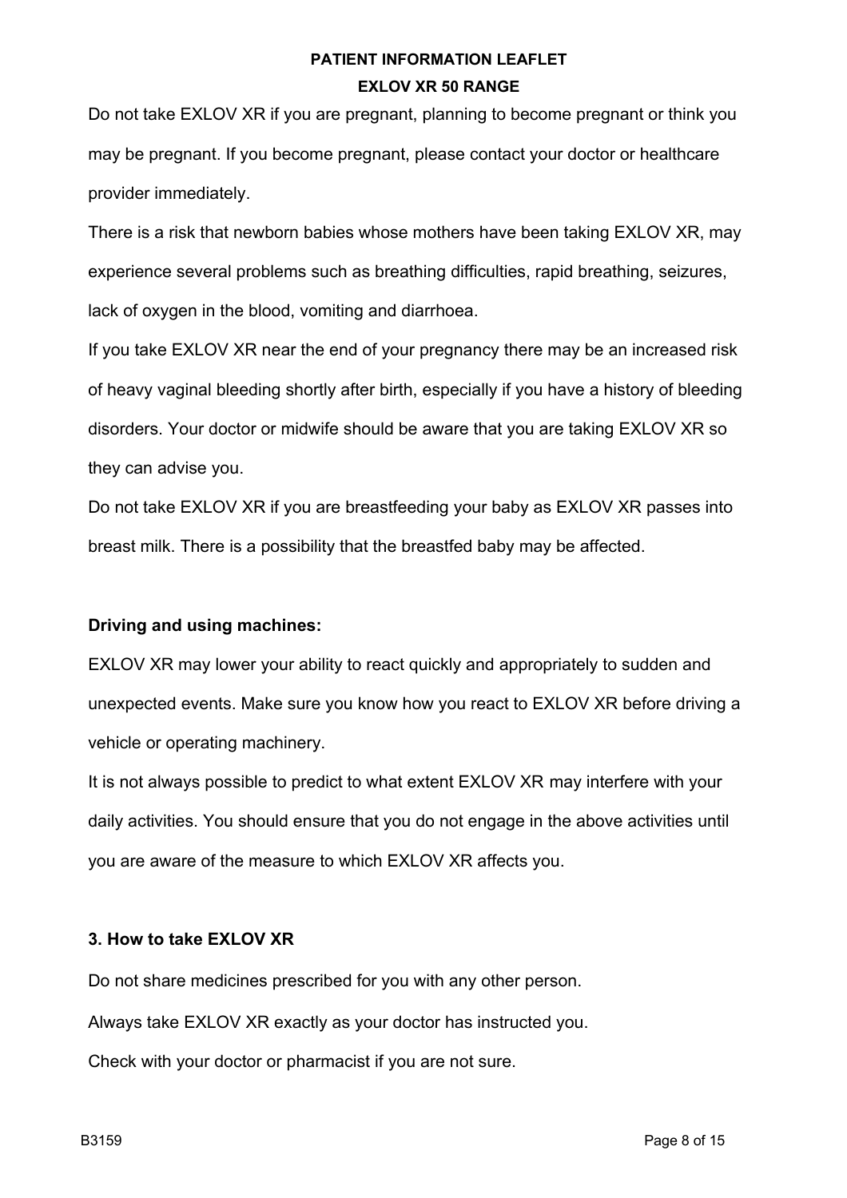Do not take EXLOV XR if you are pregnant, planning to become pregnant or think you may be pregnant. If you become pregnant, please contact your doctor or healthcare provider immediately.

There is a risk that newborn babies whose mothers have been taking EXLOV XR, may experience several problems such as breathing difficulties, rapid breathing, seizures, lack of oxygen in the blood, vomiting and diarrhoea.

If you take EXLOV XR near the end of your pregnancy there may be an increased risk of heavy vaginal bleeding shortly after birth, especially if you have a history of bleeding disorders. Your doctor or midwife should be aware that you are taking EXLOV XR so they can advise you.

Do not take EXLOV XR if you are breastfeeding your baby as EXLOV XR passes into breast milk. There is a possibility that the breastfed baby may be affected.

**Driving and using machines:**

EXLOV XR may lower your ability to react quickly and appropriately to sudden and unexpected events. Make sure you know how you react to EXLOV XR before driving a vehicle or operating machinery.

It is not always possible to predict to what extent EXLOV XR may interfere with your daily activities. You should ensure that you do not engage in the above activities until you are aware of the measure to which EXLOV XR affects you.

## 3. How to take EXLOV XR

Do not share medicines prescribed for you with any other person.

Always take EXLOV XR exactly as your doctor has instructed you.

Check with your doctor or pharmacist if you are not sure.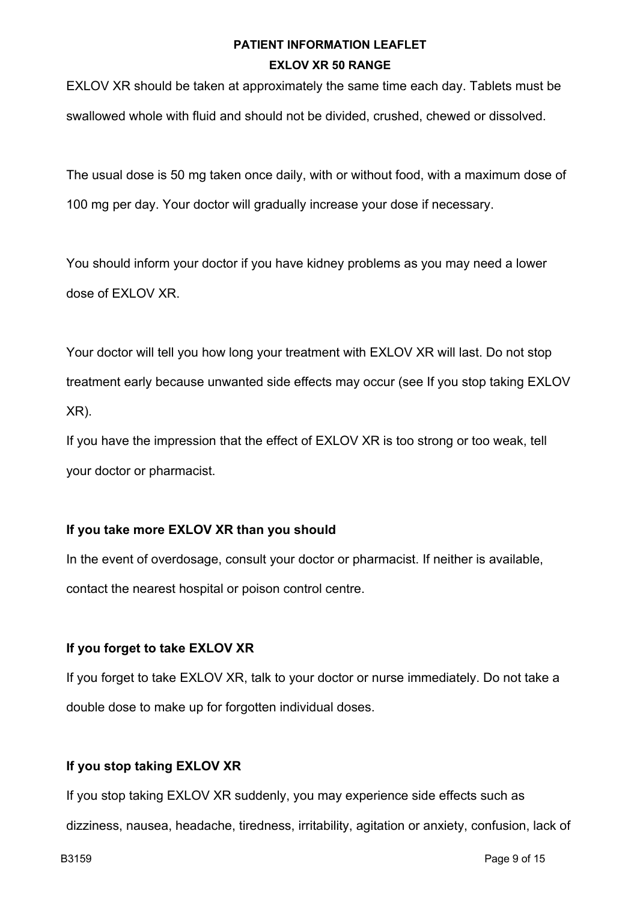EXLOV XR should be taken at approximately the same time each day. Tablets must be swallowed whole with fluid and should not be divided, crushed, chewed or dissolved.

The usual dose is 50 mg taken once daily, with or without food, with a maximum dose of 100 mg per day. Your doctor will gradually increase your dose if necessary.

You should inform your doctor if you have kidney problems as you may need a lower dose of EXLOV XR.

Your doctor will tell you how long your treatment with EXLOV XR will last. Do not stop treatment early because unwanted side effects may occur (see If you stop taking EXLOV XR).

If you have the impression that the effect of EXLOV XR is too strong or too weak, tell your doctor or pharmacist.

**If you take more EXLOV XR than you should**

In the event of overdosage, consult your doctor or pharmacist. If neither is available, contact the nearest hospital or poison control centre.

**If you forget to take EXLOV XR**

If you forget to take EXLOV XR, talk to your doctor or nurse immediately. Do not take a double dose to make up for forgotten individual doses.

**If you stop taking EXLOV XR**

If you stop taking EXLOV XR suddenly, you may experience side effects such as dizziness, nausea, headache, tiredness, irritability, agitation or anxiety, confusion, lack of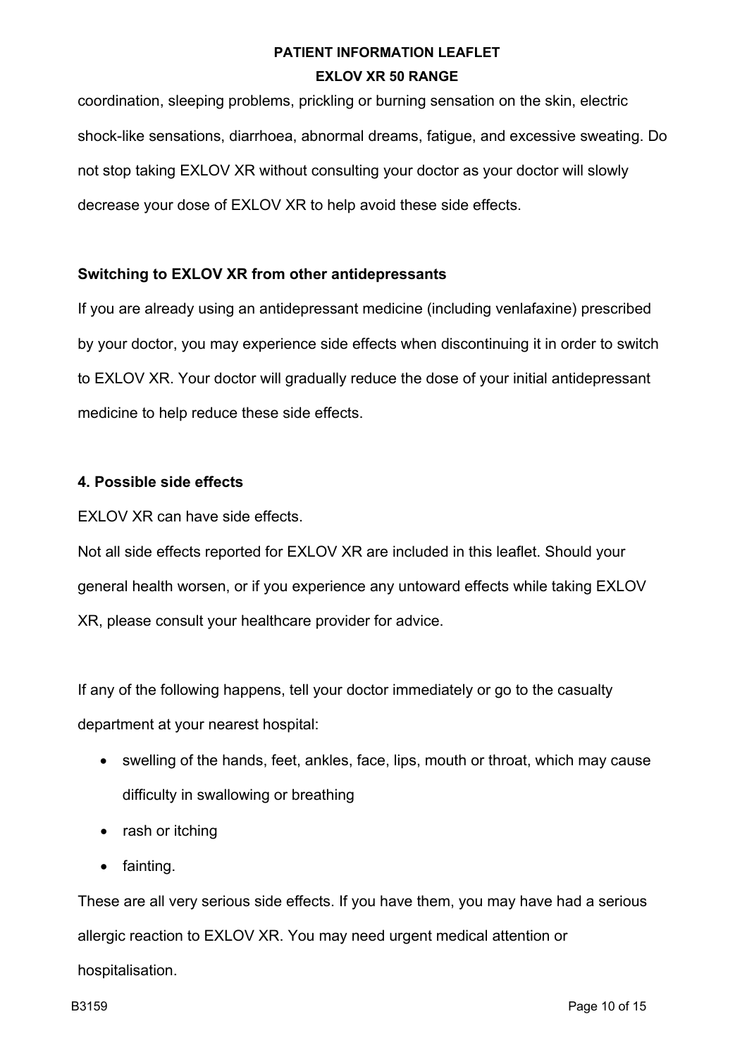coordination, sleeping problems, prickling or burning sensation on the skin, electric shock-like sensations, diarrhoea, abnormal dreams, fatigue, and excessive sweating. Do not stop taking EXLOV XR without consulting your doctor as your doctor will slowly decrease your dose of EXLOV XR to help avoid these side effects.

**Switching to EXLOV XR from other antidepressants**

If you are already using an antidepressant medicine (including venlafaxine) prescribed by your doctor, you may experience side effects when discontinuing it in order to switch to EXLOV XR. Your doctor will gradually reduce the dose of your initial antidepressant medicine to help reduce these side effects.

## 4. Possible side effects

EXLOV XR can have side effects.

Not all side effects reported for EXLOV XR are included in this leaflet. Should your general health worsen, or if you experience any untoward effects while taking EXLOV XR, please consult your healthcare provider for advice.

If any of the following happens, tell your doctor immediately or go to the casualty department at your nearest hospital:

- swelling of the hands, feet, ankles, face, lips, mouth or throat, which may cause difficulty in swallowing or breathing
- rash or itching
- fainting.

These are all very serious side effects. If you have them, you may have had a serious allergic reaction to EXLOV XR. You may need urgent medical attention or hospitalisation.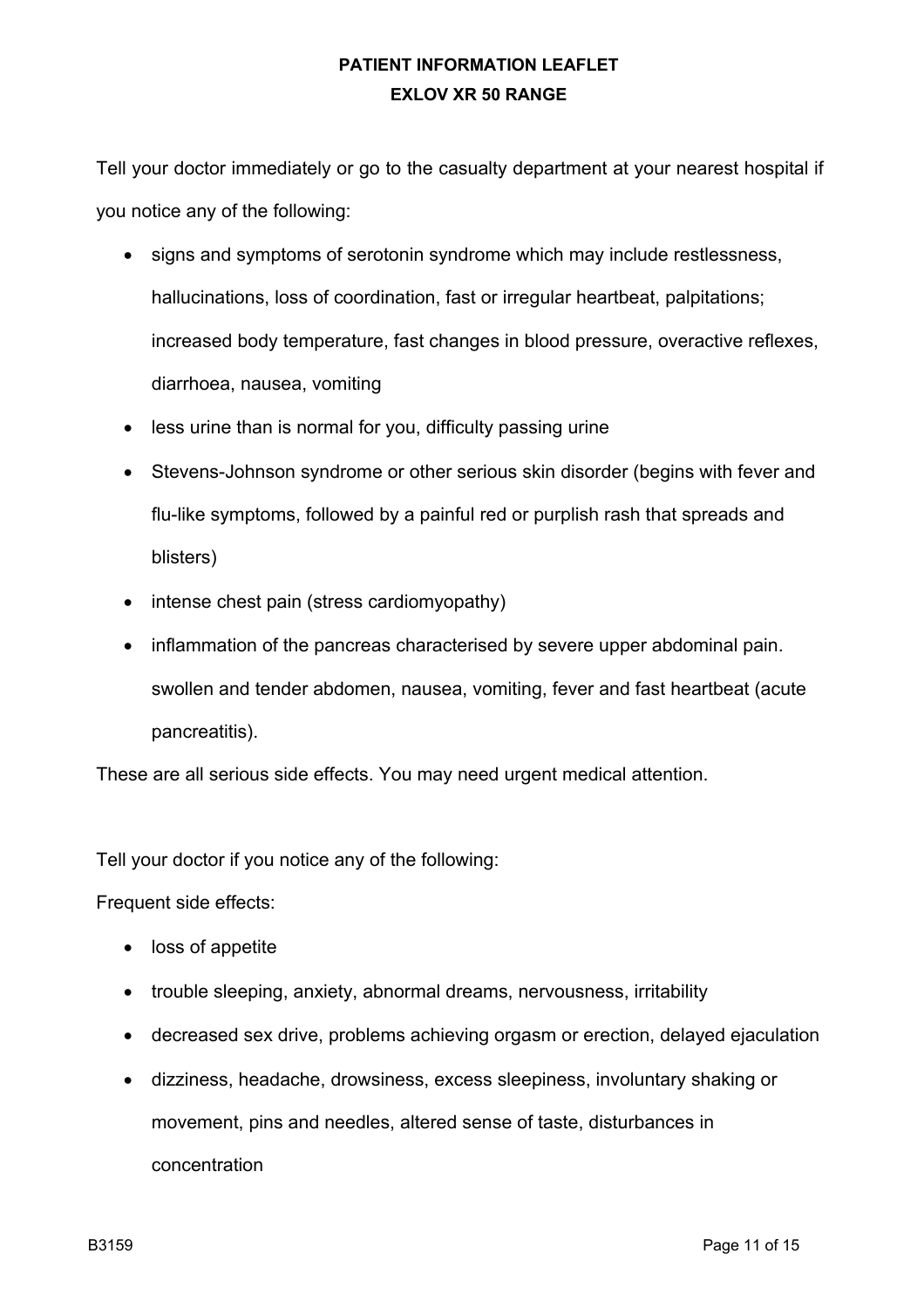Tell your doctor immediately or go to the casualty department at your nearest hospital if you notice any of the following:

- signs and symptoms of serotonin syndrome which may include restlessness, hallucinations, loss of coordination, fast or irregular heartbeat, palpitations; increased body temperature, fast changes in blood pressure, overactive reflexes, diarrhoea, nausea, vomiting
- less urine than is normal for you, difficulty passing urine
- Stevens-Johnson syndrome or other serious skin disorder (begins with fever and flu-like symptoms, followed by a painful red or purplish rash that spreads and blisters)
- intense chest pain (stress cardiomyopathy)
- inflammation of the pancreas characterised by severe upper abdominal pain. swollen and tender abdomen, nausea, vomiting, fever and fast heartbeat (acute pancreatitis).

These are all serious side effects. You may need urgent medical attention.

Tell your doctor if you notice any of the following:

Frequent side effects:

- loss of appetite
- trouble sleeping, anxiety, abnormal dreams, nervousness, irritability
- decreased sex drive, problems achieving orgasm or erection, delayed ejaculation
- dizziness, headache, drowsiness, excess sleepiness, involuntary shaking or movement, pins and needles, altered sense of taste, disturbances in concentration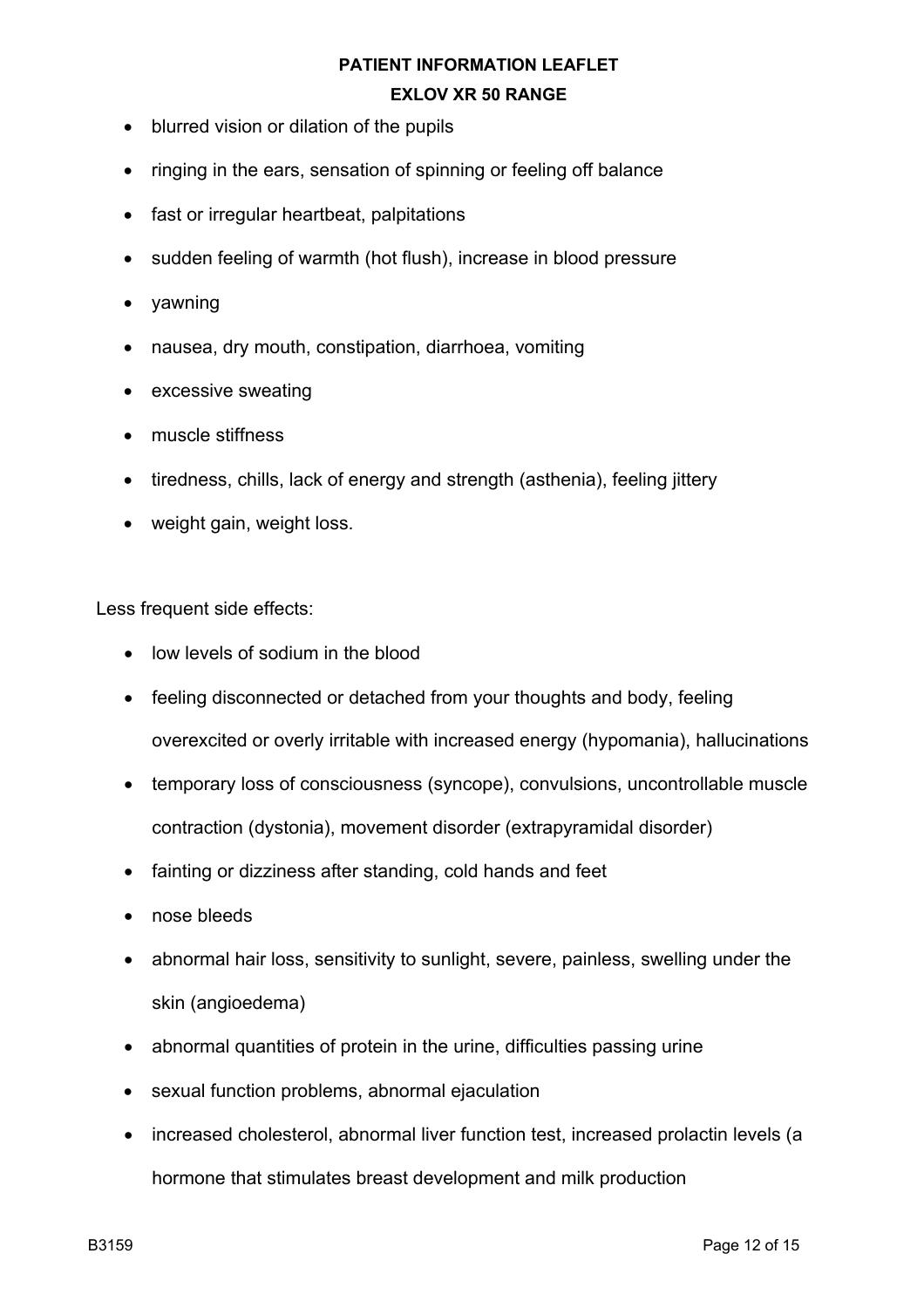- blurred vision or dilation of the pupils
- ringing in the ears, sensation of spinning or feeling off balance
- fast or irregular heartbeat, palpitations
- sudden feeling of warmth (hot flush), increase in blood pressure
- yawning
- nausea, dry mouth, constipation, diarrhoea, vomiting
- excessive sweating
- muscle stiffness
- tiredness, chills, lack of energy and strength (asthenia), feeling jittery
- weight gain, weight loss.

Less frequent side effects:

- low levels of sodium in the blood
- feeling disconnected or detached from your thoughts and body, feeling overexcited or overly irritable with increased energy (hypomania), hallucinations
- temporary loss of consciousness (syncope), convulsions, uncontrollable muscle contraction (dystonia), movement disorder (extrapyramidal disorder)
- fainting or dizziness after standing, cold hands and feet
- nose bleeds
- abnormal hair loss, sensitivity to sunlight, severe, painless, swelling under the skin (angioedema)
- abnormal quantities of protein in the urine, difficulties passing urine
- sexual function problems, abnormal ejaculation
- increased cholesterol, abnormal liver function test, increased prolactin levels (a hormone that stimulates breast development and milk production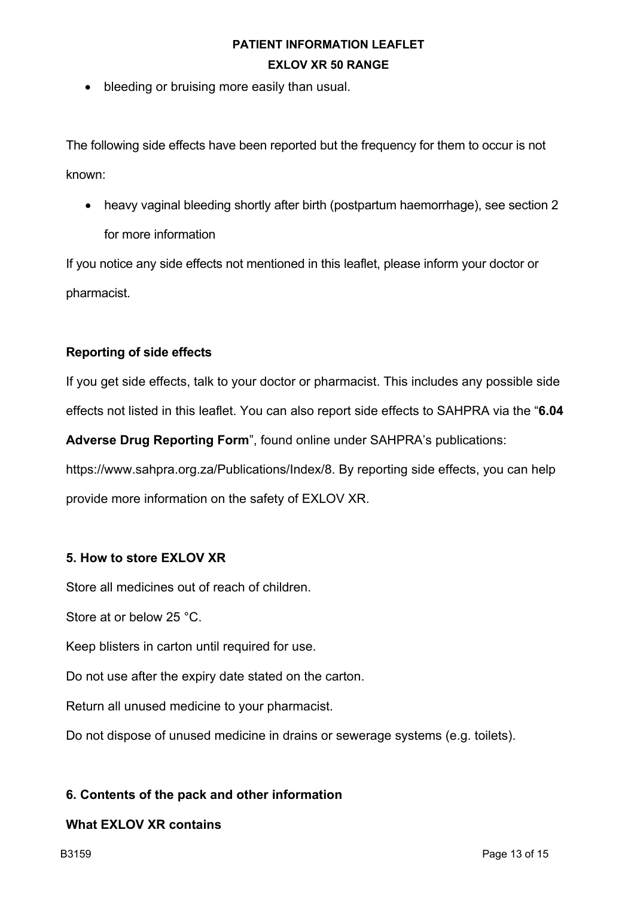- bleeding or bruising more easily than usual.

The following side effects have been reported but the frequency for them to occur is not known:

- heavy vaginal bleeding shortly after birth (postpartum haemorrhage), see section 2 for more information

If you notice any side effects not mentioned in this leaflet, please inform your doctor or pharmacist.

**Reporting of side effects**

If you get side effects, talk to your doctor or pharmacist. This includes any possible side effects not listed in this leaflet. You can also report side effects to SAHPRA via the "**6.04 Adverse Drug Reporting Form**", found online under SAHPRA's publications: https://www.sahpra.org.za/Publications/Index/8. By reporting side effects, you can help provide more information on the safety of EXLOV XR.

## 5. How to store EXLOV XR

Store all medicines out of reach of children.

Store at or below 25 °C.

Keep blisters in carton until required for use.

Do not use after the expiry date stated on the carton.

Return all unused medicine to your pharmacist.

Do not dispose of unused medicine in drains or sewerage systems (e.g. toilets).

## 6. Contents of the pack and other information

### What EXLOV XR contains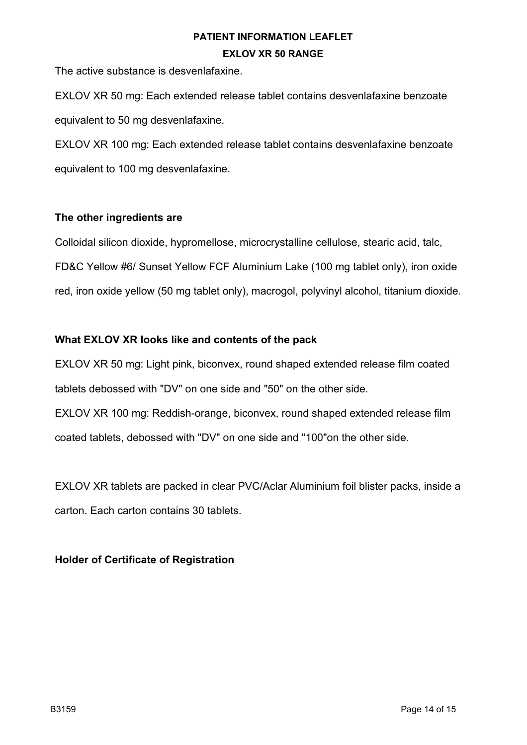The active substance is desvenlafaxine.

EXLOV XR 50 mg: Each extended release tablet contains desvenlafaxine benzoate equivalent to 50 mg desvenlafaxine.

EXLOV XR 100 mg: Each extended release tablet contains desvenlafaxine benzoate equivalent to 100 mg desvenlafaxine.

**The other ingredients are**

Colloidal silicon dioxide, hypromellose, microcrystalline cellulose, stearic acid, talc, FD&C Yellow #6/ Sunset Yellow FCF Aluminium Lake (100 mg tablet only), iron oxide red, iron oxide yellow (50 mg tablet only), macrogol, polyvinyl alcohol, titanium dioxide.

**What EXLOV XR looks like and contents of the pack**

EXLOV XR 50 mg: Light pink, biconvex, round shaped extended release film coated tablets debossed with "DV" on one side and "50" on the other side.

EXLOV XR 100 mg: Reddish-orange, biconvex, round shaped extended release film coated tablets, debossed with "DV" on one side and "100"on the other side.

EXLOV XR tablets are packed in clear PVC/Aclar Aluminium foil blister packs, inside a carton. Each carton contains 30 tablets.

**Holder of Certificate of Registration**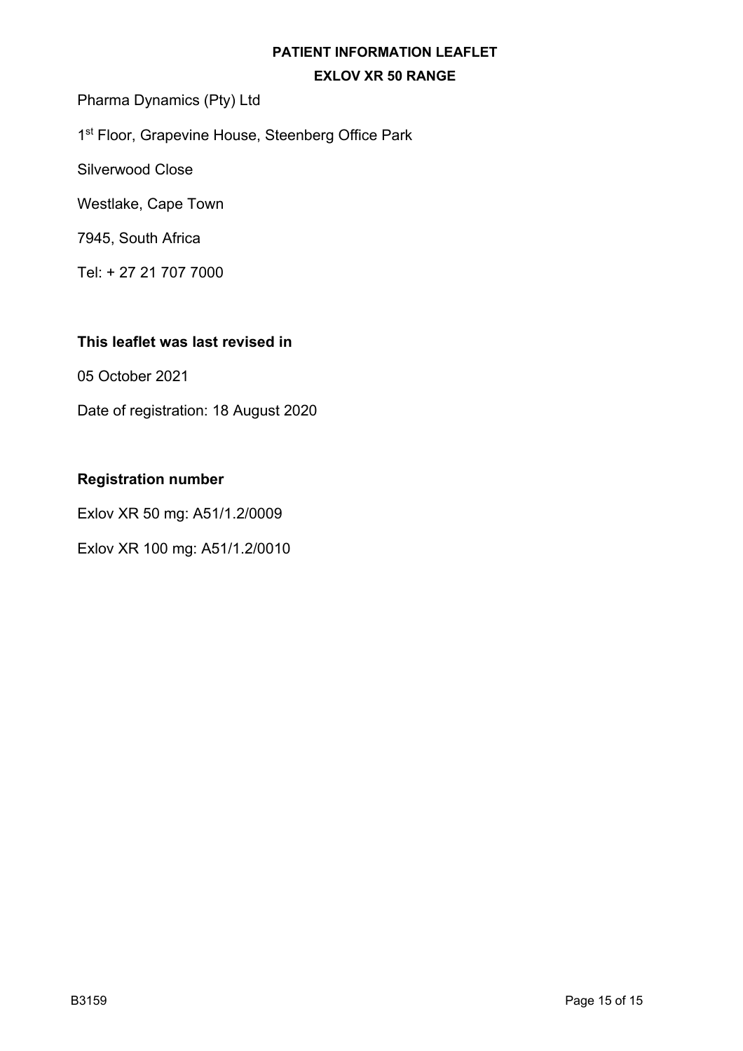**PATIENT INFORMATION LEAFLET**

**EXLOV XR 50 RANGE**

Pharma Dynamics (Pty) Ltd

1st Floor, Grapevine House, Steenberg Office Park

Silverwood Close

Westlake, Cape Town

7945, South Africa

Tel: + 27 21 707 7000

**This leaflet was last revised in**

05 October 2021

Date of registration: 18 August 2020

**Registration number**

Exlov XR 50 mg: A51/1.2/0009

Exlov XR 100 mg: A51/1.2/0010

B3159